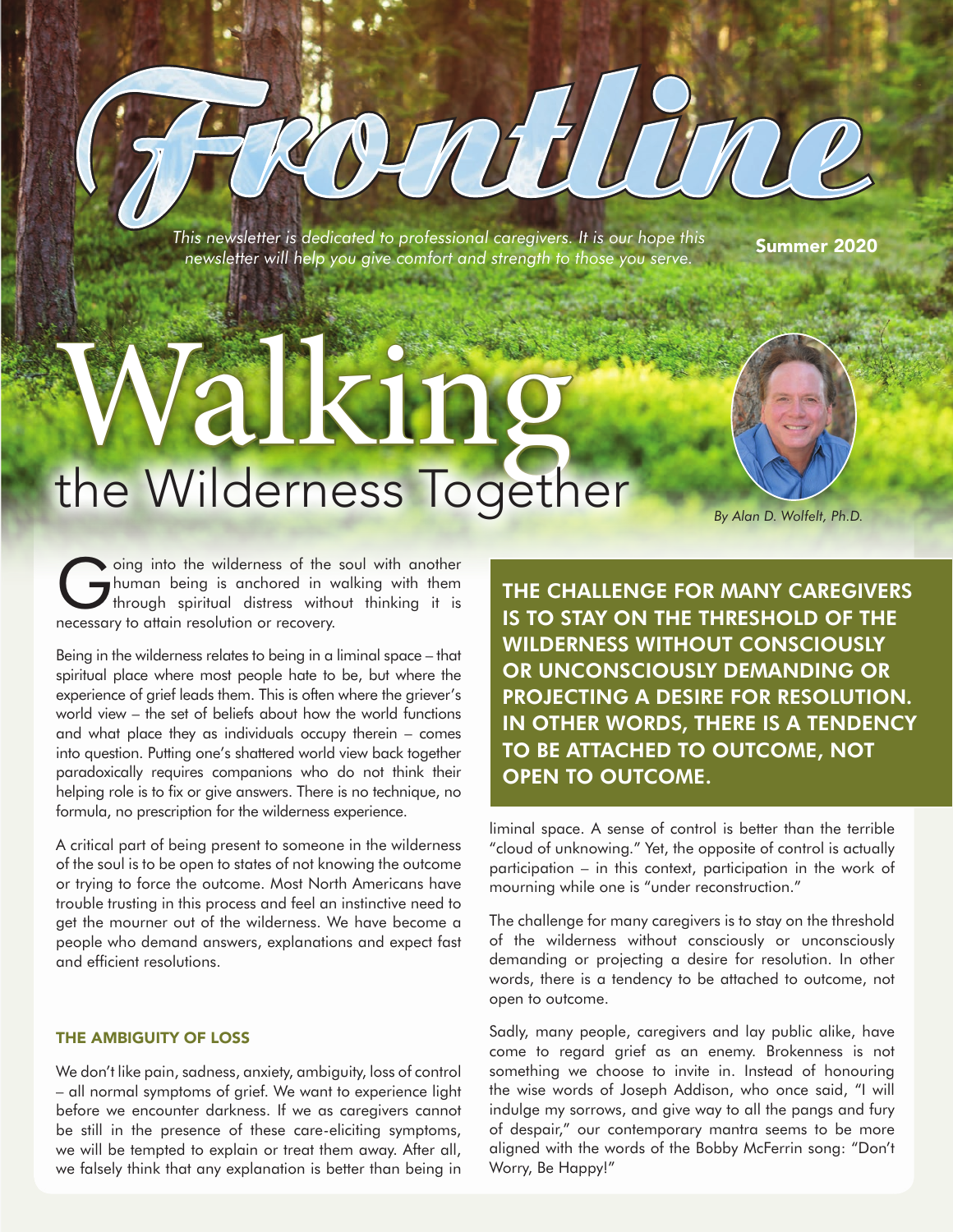# Frontline

*This newsletter is dedicated to professional caregivers. It is our hope this newsletter will help you give comfort and strength to those you serve.*

**Summer 2020**

# Walking the Wilderness Together

*By Alan D. Wolfelt, Ph.D.*

Going into the wilderness of the soul with another human being is anchored in walking with them through spiritual distress without thinking it is necessary to attain resolution or recovery.

Being in the wilderness relates to being in a liminal space – that spiritual place where most people hate to be, but where the experience of grief leads them. This is often where the griever's world view – the set of beliefs about how the world functions and what place they as individuals occupy therein – comes into question. Putting one's shattered world view back together paradoxically requires companions who do not think their helping role is to fix or give answers. There is no technique, no formula, no prescription for the wilderness experience.

A critical part of being present to someone in the wilderness of the soul is to be open to states of not knowing the outcome or trying to force the outcome. Most North Americans have trouble trusting in this process and feel an instinctive need to get the mourner out of the wilderness. We have become a people who demand answers, explanations and expect fast and efficient resolutions.

## THE AMBIGUITY OF LOSS

We don't like pain, sadness, anxiety, ambiguity, loss of control – all normal symptoms of grief. We want to experience light before we encounter darkness. If we as caregivers cannot be still in the presence of these care-eliciting symptoms, we will be tempted to explain or treat them away. After all, we falsely think that any explanation is better than being in liminal space. A sense of control is better than the terrible "cloud of unknowing." Yet, the opposite of control is actually participation – in this context, participation in the work of mourning while one is "under reconstruction."

**THE CHALLENGE FOR MANY CAREGIVERS IS TO STAY ON THE THRESHOLD OF THE WILDERNESS WITHOUT CONSCIOUSLY OR UNCONSCIOUSLY DEMANDING OR PROJECTING A DESIRE FOR RESOLUTION. IN OTHER WORDS, THERE IS A TENDENCY TO BE ATTACHED TO OUTCOME, NOT OPEN TO OUTCOME.**

The challenge for many caregivers is to stay on the threshold of the wilderness without consciously or unconsciously demanding or projecting a desire for resolution. In other words, there is a tendency to be attached to outcome, not open to outcome.

Sadly, many people, caregivers and lay public alike, have come to regard grief as an enemy. Brokenness is not something we choose to invite in. Instead of honouring the wise words of Joseph Addison, who once said, "I will indulge my sorrows, and give way to all the pangs and fury of despair," our contemporary mantra seems to be more aligned with the words of the Bobby McFerrin song: "Don't Worry, Be Happy!"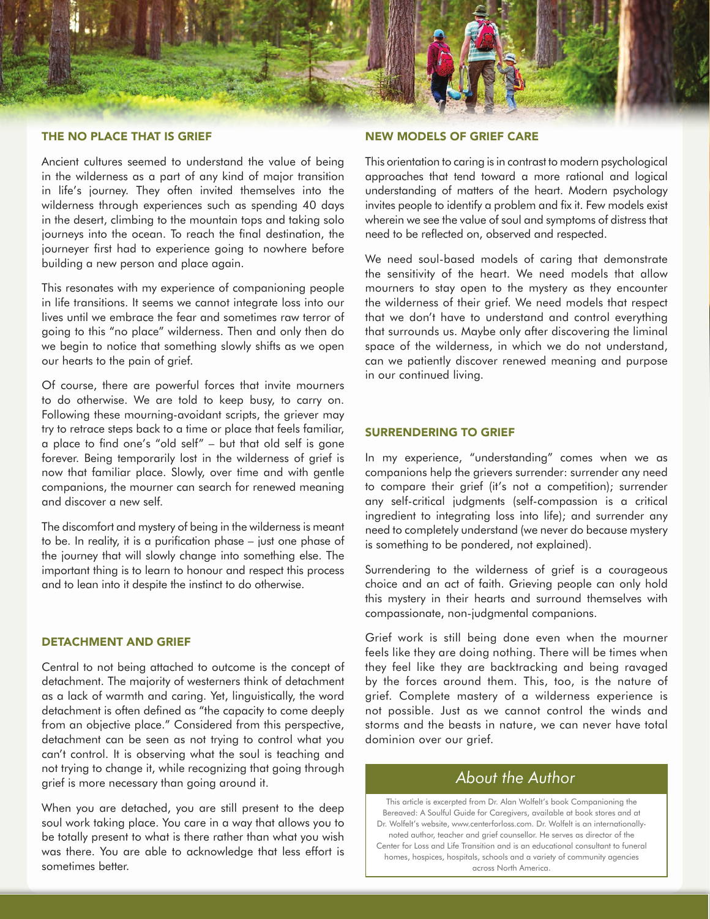## THE NO PLACE THAT IS GRIEF

Ancient cultures seemed to understand the value of being in the wilderness as a part of any kind of major transition in life's journey. They often invited themselves into the wilderness through experiences such as spending 40 days in the desert, climbing to the mountain tops and taking solo journeys into the ocean. To reach the final destination, the journeyer first had to experience going to nowhere before building a new person and place again.

This resonates with my experience of companioning people in life transitions. It seems we cannot integrate loss into our lives until we embrace the fear and sometimes raw terror of going to this "no place" wilderness. Then and only then do we begin to notice that something slowly shifts as we open our hearts to the pain of grief.

Of course, there are powerful forces that invite mourners to do otherwise. We are told to keep busy, to carry on. Following these mourning-avoidant scripts, the griever may try to retrace steps back to a time or place that feels familiar, a place to find one's "old self" – but that old self is gone forever. Being temporarily lost in the wilderness of grief is now that familiar place. Slowly, over time and with gentle companions, the mourner can search for renewed meaning and discover a new self.

The discomfort and mystery of being in the wilderness is meant to be. In reality, it is a purification phase – just one phase of the journey that will slowly change into something else. The important thing is to learn to honour and respect this process and to lean into it despite the instinct to do otherwise.

## DETACHMENT AND GRIEF

Central to not being attached to outcome is the concept of detachment. The majority of westerners think of detachment as a lack of warmth and caring. Yet, linguistically, the word detachment is often defined as "the capacity to come deeply from an objective place." Considered from this perspective, detachment can be seen as not trying to control what you can't control. It is observing what the soul is teaching and not trying to change it, while recognizing that going through grief is more necessary than going around it.

When you are detached, you are still present to the deep soul work taking place. You care in a way that allows you to be totally present to what is there rather than what you wish was there. You are able to acknowledge that less effort is sometimes better.

## NEW MODELS OF GRIEF CARE

This orientation to caring is in contrast to modern psychological approaches that tend toward a more rational and logical understanding of matters of the heart. Modern psychology invites people to identify a problem and fix it. Few models exist wherein we see the value of soul and symptoms of distress that need to be reflected on, observed and respected.

We need soul-based models of caring that demonstrate the sensitivity of the heart. We need models that allow mourners to stay open to the mystery as they encounter the wilderness of their grief. We need models that respect that we don't have to understand and control everything that surrounds us. Maybe only after discovering the liminal space of the wilderness, in which we do not understand, can we patiently discover renewed meaning and purpose in our continued living.

## SURRENDERING TO GRIEF

In my experience, "understanding" comes when we as companions help the grievers surrender: surrender any need to compare their grief (it's not a competition); surrender any self-critical judgments (self-compassion is a critical ingredient to integrating loss into life); and surrender any need to completely understand (we never do because mystery is something to be pondered, not explained).

Surrendering to the wilderness of grief is a courageous choice and an act of faith. Grieving people can only hold this mystery in their hearts and surround themselves with compassionate, non-judgmental companions.

Grief work is still being done even when the mourner feels like they are doing nothing. There will be times when they feel like they are backtracking and being ravaged by the forces around them. This, too, is the nature of grief. Complete mastery of a wilderness experience is not possible. Just as we cannot control the winds and storms and the beasts in nature, we can never have total dominion over our grief.

## *About the Author*

This article is excerpted from Dr. Alan Wolfelt's book Companioning the Bereaved: A Soulful Guide for Caregivers, available at book stores and at Dr. Wolfelt's website, www.centerforloss.com. Dr. Wolfelt is an internationally-noted author, teacher and grief counsellor. He serves as director of the Center for Loss and Life Transition and is an educational consultant to funeral homes, hospices, hospitals, schools and a variety of community agencies across North America.